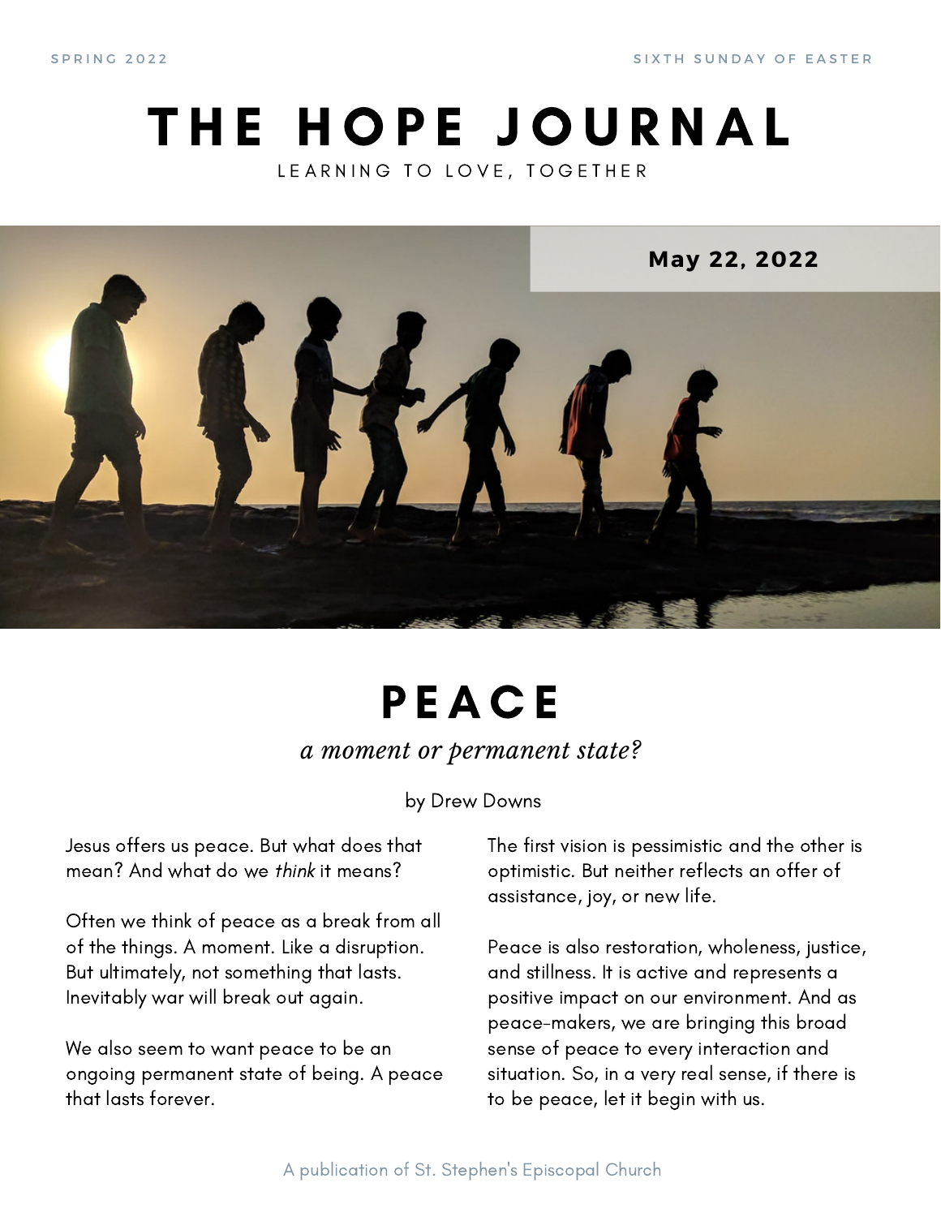SPRING 2022 | SIXTH SUNDAY OF EASTER

# THE HOPE JOURNAL

LEARNING TO LOVE, TOGETHER

**May 22, 2022**

## PEACE

*a moment or permanent state?*

by Drew Downs

Jesus offers us peace. But what does that mean? And what do we *think* it means?

Often we think of peace as a break from all of the things. A moment. Like a disruption. But ultimately, not something that lasts. Inevitably war will break out again.

We also seem to want peace to be an ongoing permanent state of being. A peace that lasts forever.

The first vision is pessimistic and the other is optimistic. But neither reflects an offer of assistance, joy, or new life.

Peace is also restoration, wholeness, justice, and stillness. It is active and represents a positive impact on our environment. And as peace-makers, we are bringing this broad sense of peace to every interaction and situation. So, in a very real sense, if there is to be peace, let it begin with us.

A publication of St. Stephen's Episcopal Church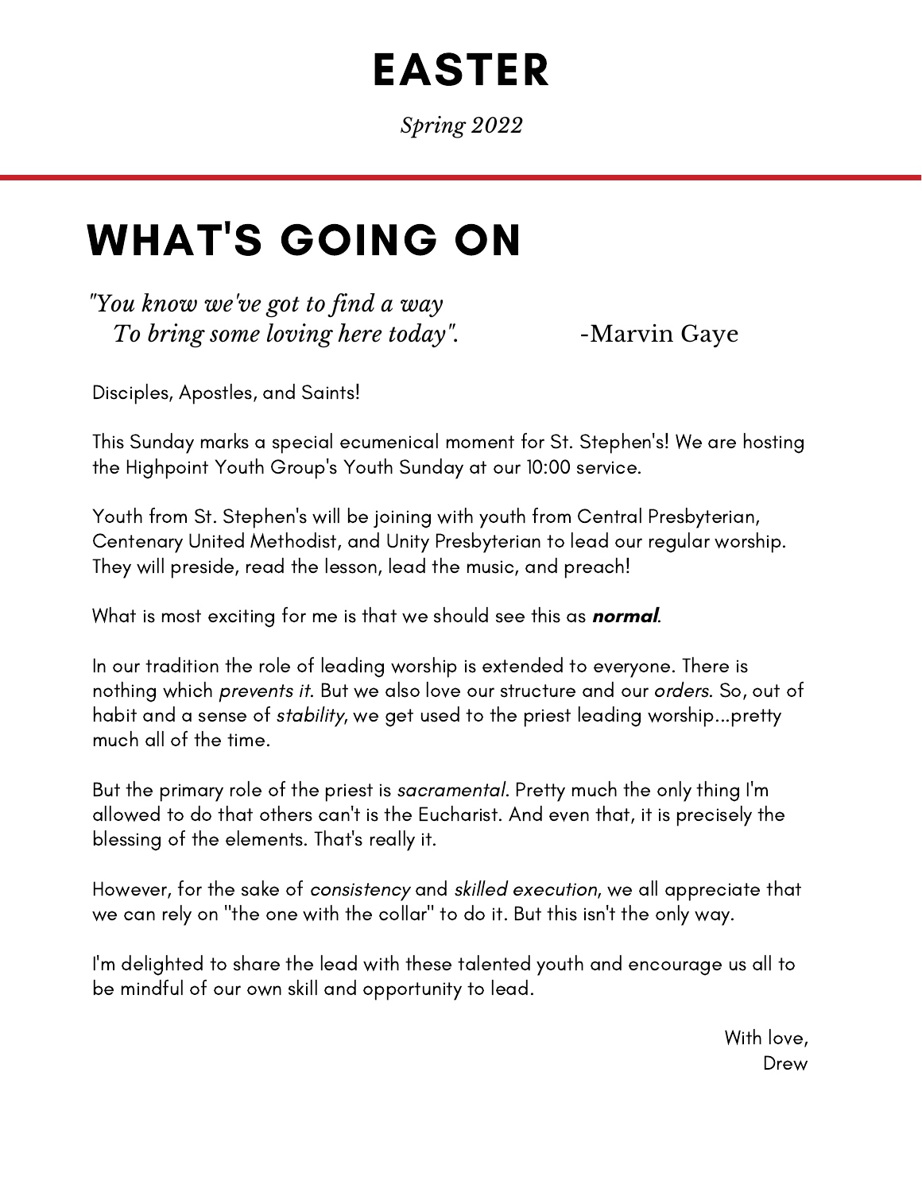# EASTER

*Spring 2022*

## WHAT'S GOING ON

*"You know we've got to find a way*
*To bring some loving here today".* -Marvin Gaye

Disciples, Apostles, and Saints!

This Sunday marks a special ecumenical moment for St. Stephen's! We are hosting the Highpoint Youth Group's Youth Sunday at our 10:00 service.

Youth from St. Stephen's will be joining with youth from Central Presbyterian, Centenary United Methodist, and Unity Presbyterian to lead our regular worship. They will preside, read the lesson, lead the music, and preach!

What is most exciting for me is that we should see this as ***normal***.

In our tradition the role of leading worship is extended to everyone. There is nothing which *prevents it*. But we also love our structure and our *orders*. So, out of habit and a sense of *stability*, we get used to the priest leading worship...pretty much all of the time.

But the primary role of the priest is *sacramental*. Pretty much the only thing I'm allowed to do that others can't is the Eucharist. And even that, it is precisely the blessing of the elements. That's really it.

However, for the sake of *consistency* and *skilled execution*, we all appreciate that we can rely on "the one with the collar" to do it. But this isn't the only way.

I'm delighted to share the lead with these talented youth and encourage us all to be mindful of our own skill and opportunity to lead.

With love,
Drew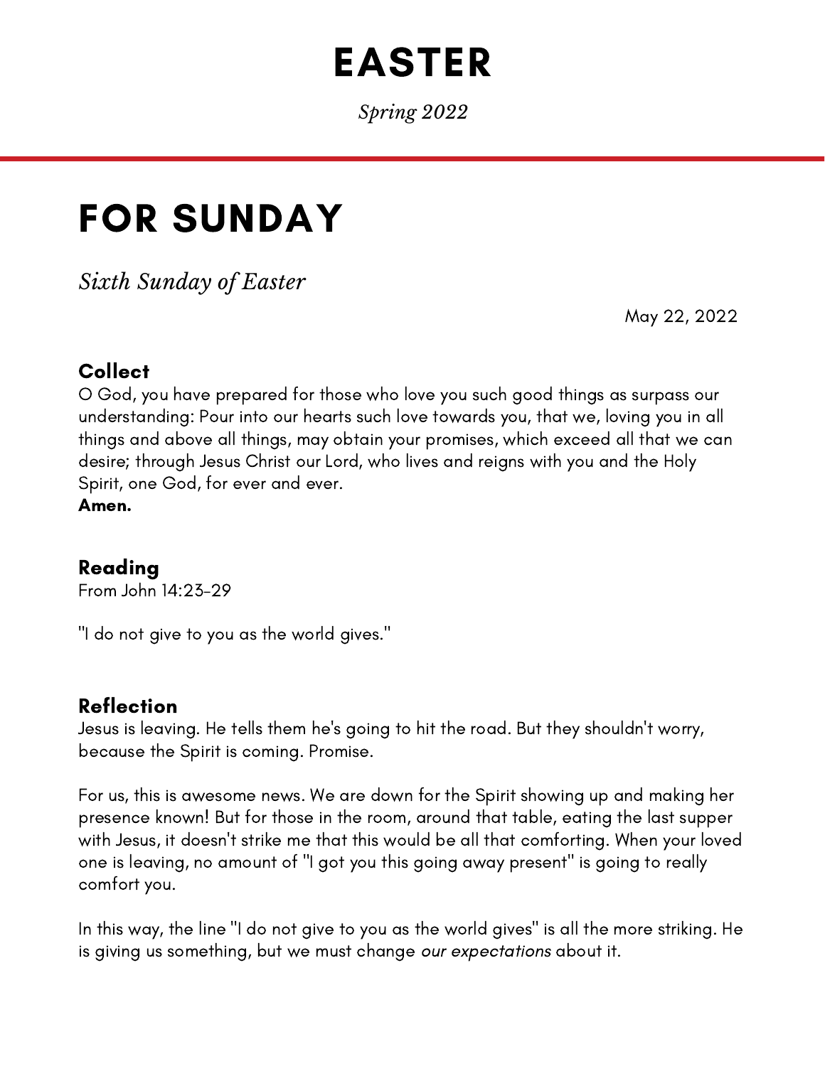# EASTER

*Spring 2022*

# FOR SUNDAY

*Sixth Sunday of Easter*

May 22, 2022

### Collect

O God, you have prepared for those who love you such good things as surpass our understanding: Pour into our hearts such love towards you, that we, loving you in all things and above all things, may obtain your promises, which exceed all that we can desire; through Jesus Christ our Lord, who lives and reigns with you and the Holy Spirit, one God, for ever and ever.
**Amen.**

### Reading

From John 14:23-29

"I do not give to you as the world gives."

### Reflection

Jesus is leaving. He tells them he's going to hit the road. But they shouldn't worry, because the Spirit is coming. Promise.

For us, this is awesome news. We are down for the Spirit showing up and making her presence known! But for those in the room, around that table, eating the last supper with Jesus, it doesn't strike me that this would be all that comforting. When your loved one is leaving, no amount of "I got you this going away present" is going to really comfort you.

In this way, the line "I do not give to you as the world gives" is all the more striking. He is giving us something, but we must change *our expectations* about it.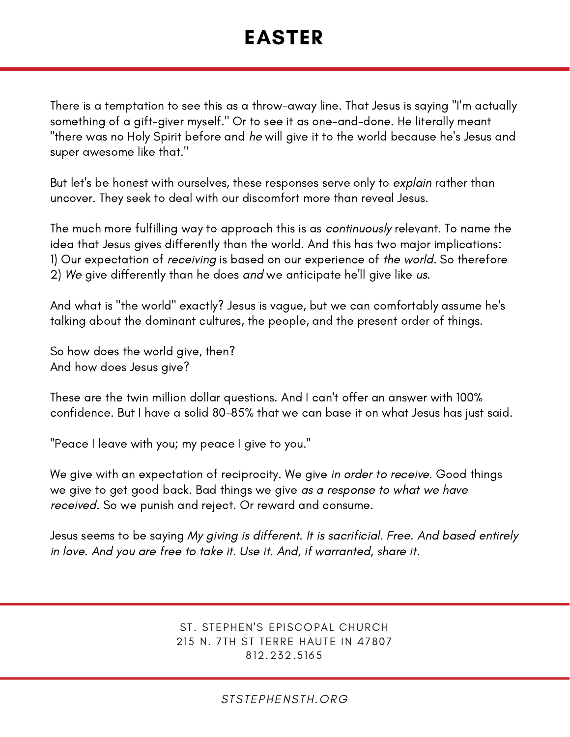# EASTER

There is a temptation to see this as a throw-away line. That Jesus is saying "I'm actually something of a gift-giver myself." Or to see it as one-and-done. He literally meant "there was no Holy Spirit before and *he* will give it to the world because he's Jesus and super awesome like that."

But let's be honest with ourselves, these responses serve only to *explain* rather than uncover. They seek to deal with our discomfort more than reveal Jesus.

The much more fulfilling way to approach this is as *continuously* relevant. To name the idea that Jesus gives differently than the world. And this has two major implications:
1) Our expectation of *receiving* is based on our experience of *the world*. So therefore
2) *We* give differently than he does *and* we anticipate he'll give like *us*.

And what is "the world" exactly? Jesus is vague, but we can comfortably assume he's talking about the dominant cultures, the people, and the present order of things.

So how does the world give, then?
And how does Jesus give?

These are the twin million dollar questions. And I can't offer an answer with 100% confidence. But I have a solid 80-85% that we can base it on what Jesus has just said.

"Peace I leave with you; my peace I give to you."

We give with an expectation of reciprocity. We give *in order to receive*. Good things we give to get good back. Bad things we give *as a response to what we have received*. So we punish and reject. Or reward and consume.

Jesus seems to be saying *My giving is different. It is sacrificial. Free. And based entirely in love. And you are free to take it. Use it. And, if warranted, share it.*

ST. STEPHEN'S EPISCOPAL CHURCH
215 N. 7TH ST TERRE HAUTE IN 47807
812.232.5165

*STSTEPHENSTH.ORG*